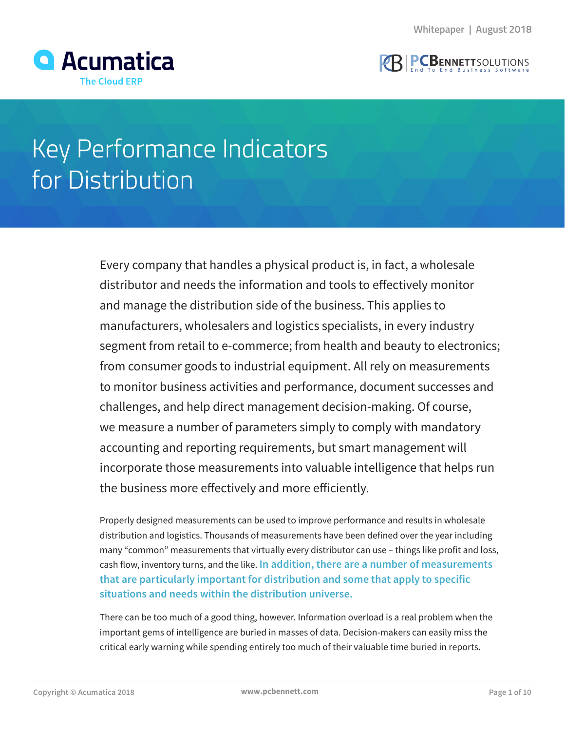# Key Performance Indicators for Distribution

Every company that handles a physical product is, in fact, a wholesale distributor and needs the information and tools to effectively monitor and manage the distribution side of the business. This applies to manufacturers, wholesalers and logistics specialists, in every industry segment from retail to e-commerce; from health and beauty to electronics; from consumer goods to industrial equipment. All rely on measurements to monitor business activities and performance, document successes and challenges, and help direct management decision-making. Of course, we measure a number of parameters simply to comply with mandatory accounting and reporting requirements, but smart management will incorporate those measurements into valuable intelligence that helps run the business more effectively and more efficiently.

Properly designed measurements can be used to improve performance and results in wholesale distribution and logistics. Thousands of measurements have been defined over the year including many "common" measurements that virtually every distributor can use – things like profit and loss, cash flow, inventory turns, and the like. **In addition, there are a number of measurements that are particularly important for distribution and some that apply to specific situations and needs within the distribution universe.**

There can be too much of a good thing, however. Information overload is a real problem when the important gems of intelligence are buried in masses of data. Decision-makers can easily miss the critical early warning while spending entirely too much of their valuable time buried in reports.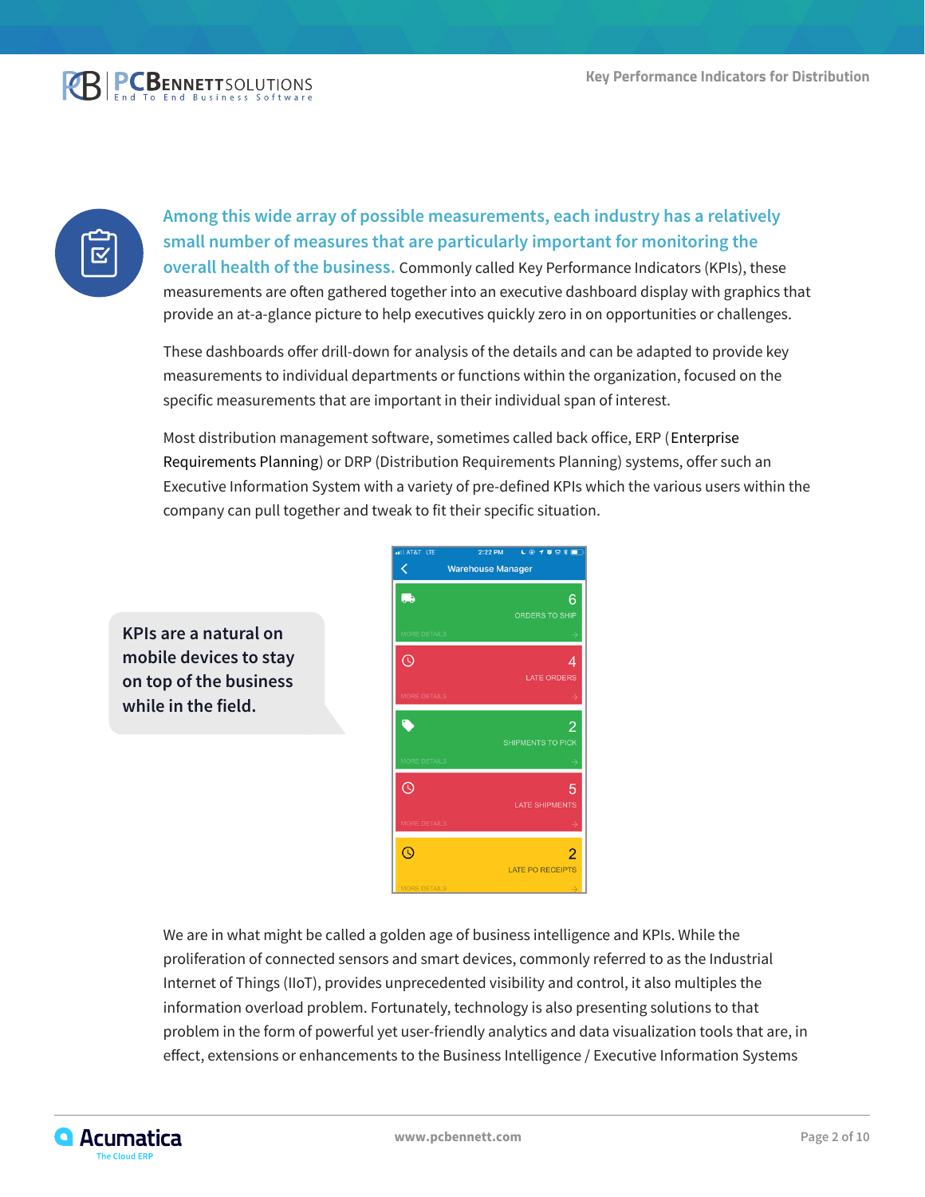**Among this wide array of possible measurements, each industry has a relatively small number of measures that are particularly important for monitoring the overall health of the business.** Commonly called Key Performance Indicators (KPIs), these measurements are often gathered together into an executive dashboard display with graphics that provide an at-a-glance picture to help executives quickly zero in on opportunities or challenges.

These dashboards offer drill-down for analysis of the details and can be adapted to provide key measurements to individual departments or functions within the organization, focused on the specific measurements that are important in their individual span of interest.

Most distribution management software, sometimes called back office, ERP (Enterprise Requirements Planning) or DRP (Distribution Requirements Planning) systems, offer such an Executive Information System with a variety of pre-defined KPIs which the various users within the company can pull together and tweak to fit their specific situation.

**KPIs are a natural on mobile devices to stay on top of the business while in the field.**

We are in what might be called a golden age of business intelligence and KPIs. While the proliferation of connected sensors and smart devices, commonly referred to as the Industrial Internet of Things (IIoT), provides unprecedented visibility and control, it also multiples the information overload problem. Fortunately, technology is also presenting solutions to that problem in the form of powerful yet user-friendly analytics and data visualization tools that are, in effect, extensions or enhancements to the Business Intelligence / Executive Information Systems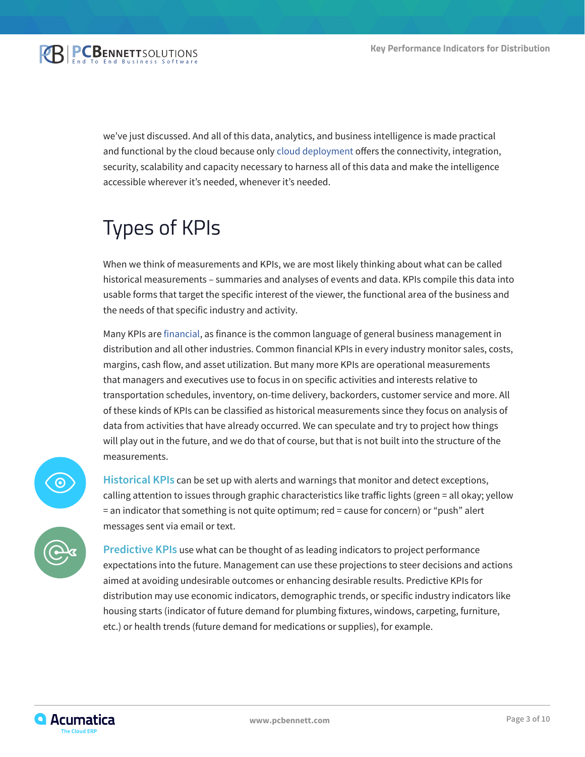we've just discussed. And all of this data, analytics, and business intelligence is made practical and functional by the cloud because only cloud deployment offers the connectivity, integration, security, scalability and capacity necessary to harness all of this data and make the intelligence accessible wherever it's needed, whenever it's needed.

# Types of KPIs

When we think of measurements and KPIs, we are most likely thinking about what can be called historical measurements – summaries and analyses of events and data. KPIs compile this data into usable forms that target the specific interest of the viewer, the functional area of the business and the needs of that specific industry and activity.

Many KPIs are financial, as finance is the common language of general business management in distribution and all other industries. Common financial KPIs in every industry monitor sales, costs, margins, cash flow, and asset utilization. But many more KPIs are operational measurements that managers and executives use to focus in on specific activities and interests relative to transportation schedules, inventory, on-time delivery, backorders, customer service and more. All of these kinds of KPIs can be classified as historical measurements since they focus on analysis of data from activities that have already occurred. We can speculate and try to project how things will play out in the future, and we do that of course, but that is not built into the structure of the measurements.

**Historical KPIs** can be set up with alerts and warnings that monitor and detect exceptions, calling attention to issues through graphic characteristics like traffic lights (green = all okay; yellow = an indicator that something is not quite optimum; red = cause for concern) or "push" alert messages sent via email or text.

**Predictive KPIs** use what can be thought of as leading indicators to project performance expectations into the future. Management can use these projections to steer decisions and actions aimed at avoiding undesirable outcomes or enhancing desirable results. Predictive KPIs for distribution may use economic indicators, demographic trends, or specific industry indicators like housing starts (indicator of future demand for plumbing fixtures, windows, carpeting, furniture, etc.) or health trends (future demand for medications or supplies), for example.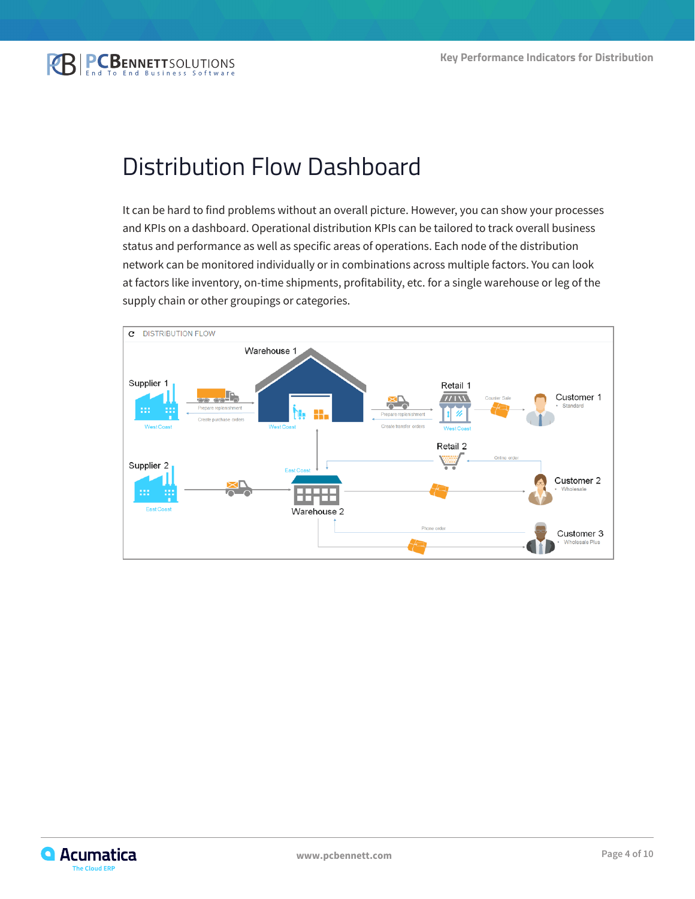# Distribution Flow Dashboard

It can be hard to find problems without an overall picture. However, you can show your processes and KPIs on a dashboard. Operational distribution KPIs can be tailored to track overall business status and performance as well as specific areas of operations. Each node of the distribution network can be monitored individually or in combinations across multiple factors. You can look at factors like inventory, on-time shipments, profitability, etc. for a single warehouse or leg of the supply chain or other groupings or categories.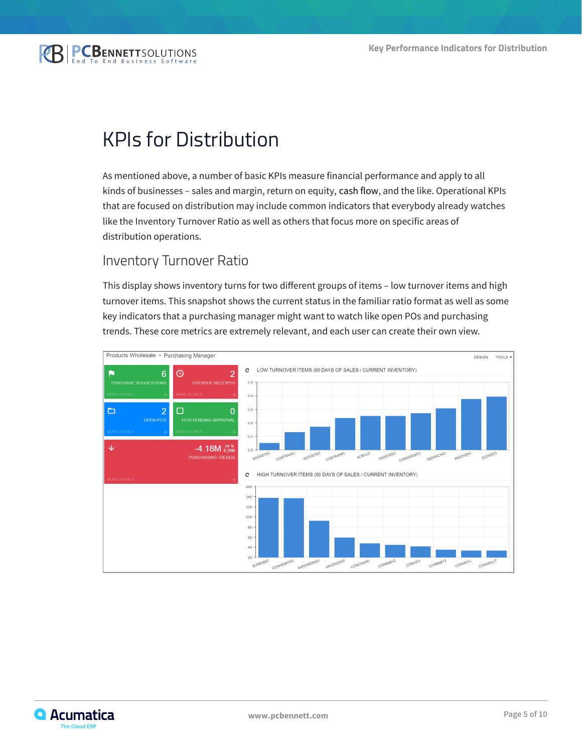# KPIs for Distribution

As mentioned above, a number of basic KPIs measure financial performance and apply to all kinds of businesses – sales and margin, return on equity, cash flow, and the like. Operational KPIs that are focused on distribution may include common indicators that everybody already watches like the Inventory Turnover Ratio as well as others that focus more on specific areas of distribution operations.

## Inventory Turnover Ratio

This display shows inventory turns for two different groups of items – low turnover items and high turnover items. This snapshot shows the current status in the familiar ratio format as well as some key indicators that a purchasing manager might want to watch like open POs and purchasing trends. These core metrics are extremely relevant, and each user can create their own view.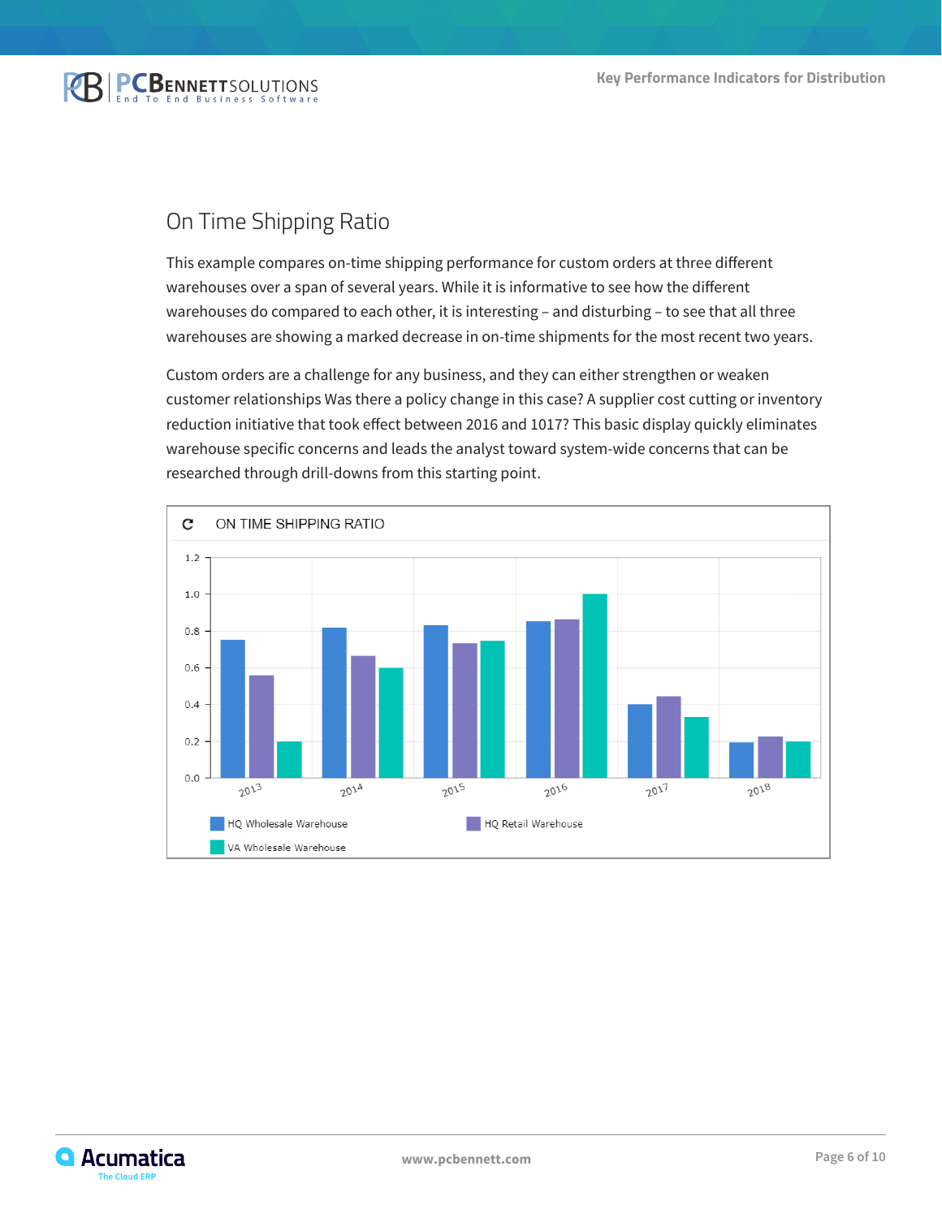## On Time Shipping Ratio

This example compares on-time shipping performance for custom orders at three different warehouses over a span of several years. While it is informative to see how the different warehouses do compared to each other, it is interesting – and disturbing – to see that all three warehouses are showing a marked decrease in on-time shipments for the most recent two years.

Custom orders are a challenge for any business, and they can either strengthen or weaken customer relationships Was there a policy change in this case? A supplier cost cutting or inventory reduction initiative that took effect between 2016 and 1017? This basic display quickly eliminates warehouse specific concerns and leads the analyst toward system-wide concerns that can be researched through drill-downs from this starting point.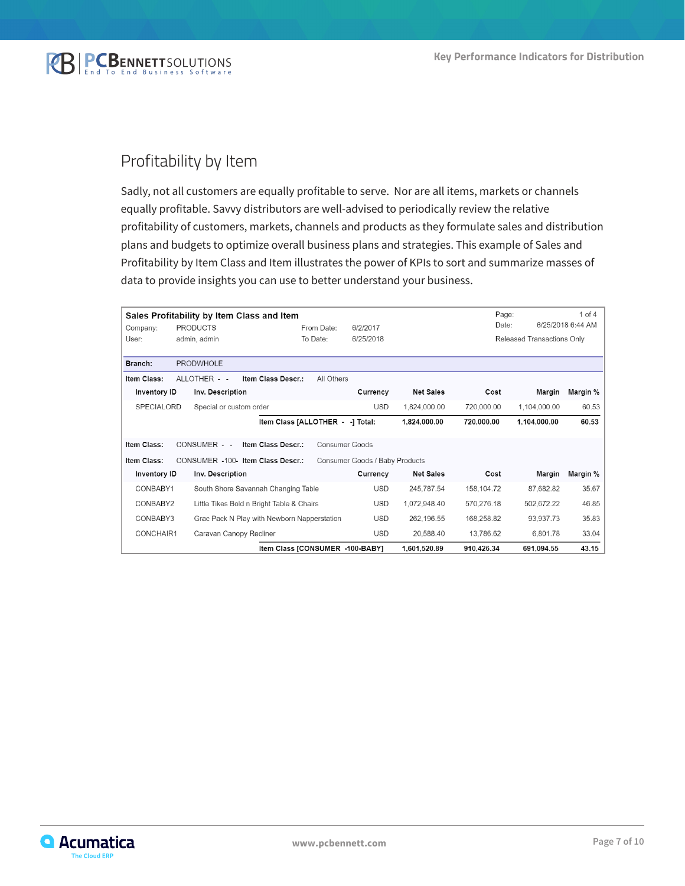## Profitability by Item

Sadly, not all customers are equally profitable to serve. Nor are all items, markets or channels equally profitable. Savvy distributors are well-advised to periodically review the relative profitability of customers, markets, channels and products as they formulate sales and distribution plans and budgets to optimize overall business plans and strategies. This example of Sales and Profitability by Item Class and Item illustrates the power of KPIs to sort and summarize masses of data to provide insights you can use to better understand your business.

**Sales Profitability by Item Class and Item**

Company: PRODUCTS  From Date: 6/2/2017  Page: 1 of 4
User: admin, admin  To Date: 6/25/2018  Date: 6/25/2018 6:44 AM
Released Transactions Only

**Branch:** PRODWHOLE

**Item Class:** ALLOTHER - -  **Item Class Descr.:** All Others

| Inventory ID | Inv. Description | Currency | Net Sales | Cost | Margin | Margin % |
|---|---|---|---|---|---|---|
| SPECIALORD | Special or custom order | USD | 1,824,000.00 | 720,000.00 | 1,104,000.00 | 60.53 |
| | **Item Class [ALLOTHER - -] Total:** | | **1,824,000.00** | **720,000.00** | **1,104,000.00** | **60.53** |

**Item Class:** CONSUMER - -  **Item Class Descr.:** Consumer Goods

**Item Class:** CONSUMER -100-  **Item Class Descr.:** Consumer Goods / Baby Products

| Inventory ID | Inv. Description | Currency | Net Sales | Cost | Margin | Margin % |
|---|---|---|---|---|---|---|
| CONBABY1 | South Shore Savannah Changing Table | USD | 245,787.54 | 158,104.72 | 87,682.82 | 35.67 |
| CONBABY2 | Little Tikes Bold n Bright Table & Chairs | USD | 1,072,948.40 | 570,276.18 | 502,672.22 | 46.85 |
| CONBABY3 | Grac Pack N Play with Newborn Napperstation | USD | 262,196.55 | 168,258.82 | 93,937.73 | 35.83 |
| CONCHAIR1 | Caravan Canopy Recliner | USD | 20,588.40 | 13,786.62 | 6,801.78 | 33.04 |
| | **Item Class [CONSUMER -100-BABY]** | | **1,601,520.89** | **910,426.34** | **691,094.55** | **43.15** |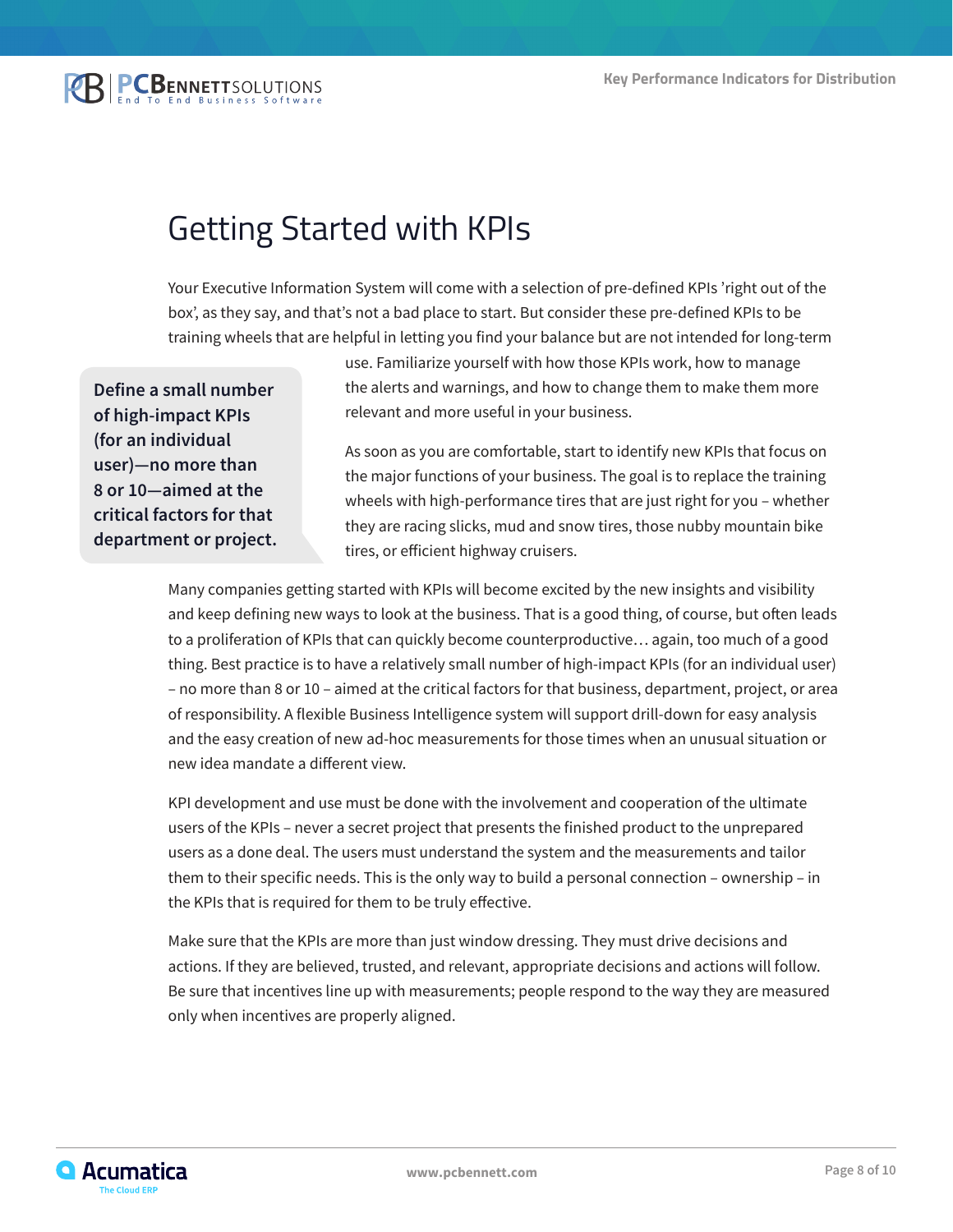# Getting Started with KPIs

Your Executive Information System will come with a selection of pre-defined KPIs 'right out of the box', as they say, and that's not a bad place to start. But consider these pre-defined KPIs to be training wheels that are helpful in letting you find your balance but are not intended for long-term use. Familiarize yourself with how those KPIs work, how to manage the alerts and warnings, and how to change them to make them more relevant and more useful in your business.

> **Define a small number of high-impact KPIs (for an individual user)—no more than 8 or 10—aimed at the critical factors for that department or project.**

As soon as you are comfortable, start to identify new KPIs that focus on the major functions of your business. The goal is to replace the training wheels with high-performance tires that are just right for you – whether they are racing slicks, mud and snow tires, those nubby mountain bike tires, or efficient highway cruisers.

Many companies getting started with KPIs will become excited by the new insights and visibility and keep defining new ways to look at the business. That is a good thing, of course, but often leads to a proliferation of KPIs that can quickly become counterproductive… again, too much of a good thing. Best practice is to have a relatively small number of high-impact KPIs (for an individual user) – no more than 8 or 10 – aimed at the critical factors for that business, department, project, or area of responsibility. A flexible Business Intelligence system will support drill-down for easy analysis and the easy creation of new ad-hoc measurements for those times when an unusual situation or new idea mandate a different view.

KPI development and use must be done with the involvement and cooperation of the ultimate users of the KPIs – never a secret project that presents the finished product to the unprepared users as a done deal. The users must understand the system and the measurements and tailor them to their specific needs. This is the only way to build a personal connection – ownership – in the KPIs that is required for them to be truly effective.

Make sure that the KPIs are more than just window dressing. They must drive decisions and actions. If they are believed, trusted, and relevant, appropriate decisions and actions will follow. Be sure that incentives line up with measurements; people respond to the way they are measured only when incentives are properly aligned.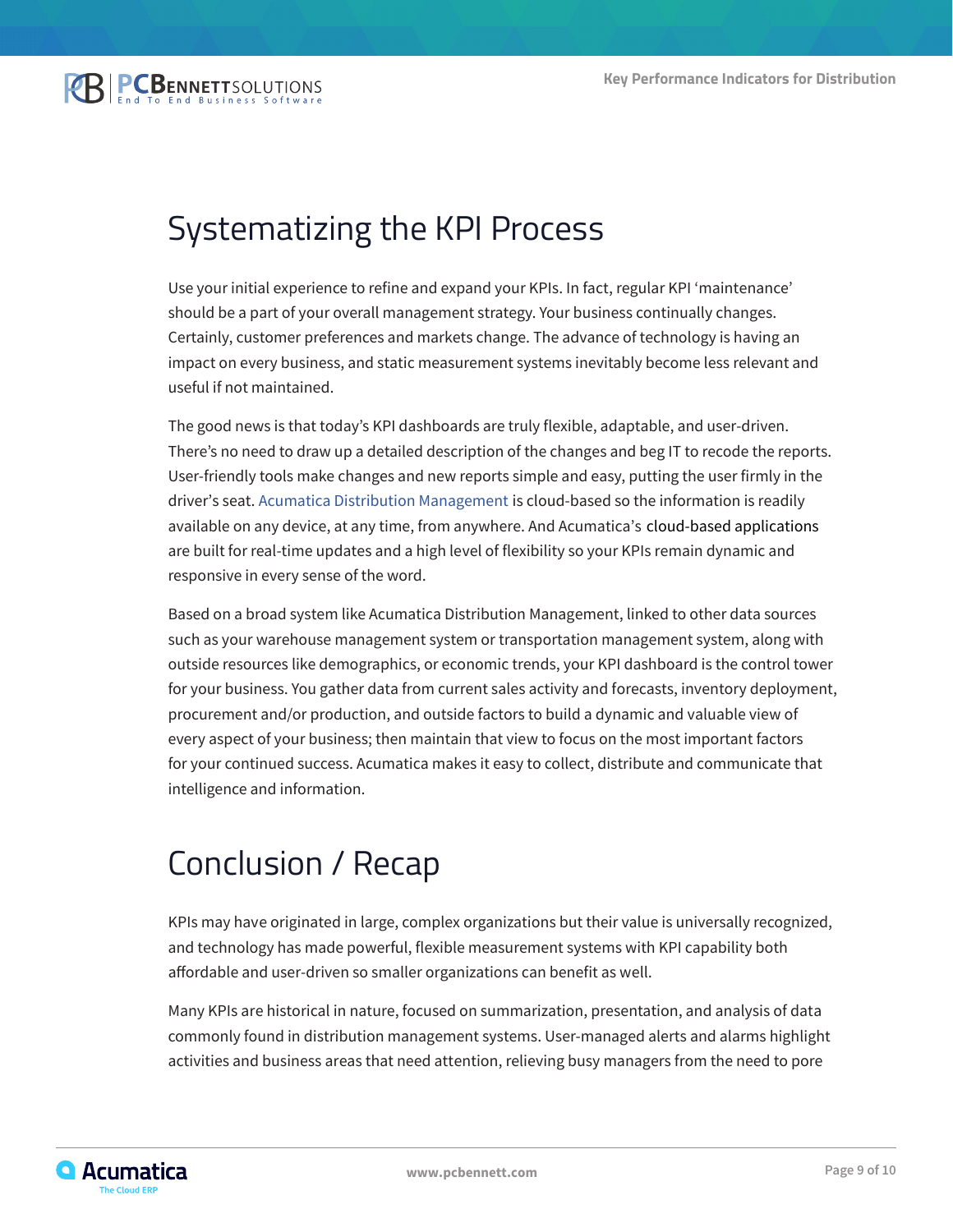# Systematizing the KPI Process

Use your initial experience to refine and expand your KPIs. In fact, regular KPI 'maintenance' should be a part of your overall management strategy. Your business continually changes. Certainly, customer preferences and markets change. The advance of technology is having an impact on every business, and static measurement systems inevitably become less relevant and useful if not maintained.

The good news is that today's KPI dashboards are truly flexible, adaptable, and user-driven. There's no need to draw up a detailed description of the changes and beg IT to recode the reports. User-friendly tools make changes and new reports simple and easy, putting the user firmly in the driver's seat. Acumatica Distribution Management is cloud-based so the information is readily available on any device, at any time, from anywhere. And Acumatica's cloud-based applications are built for real-time updates and a high level of flexibility so your KPIs remain dynamic and responsive in every sense of the word.

Based on a broad system like Acumatica Distribution Management, linked to other data sources such as your warehouse management system or transportation management system, along with outside resources like demographics, or economic trends, your KPI dashboard is the control tower for your business. You gather data from current sales activity and forecasts, inventory deployment, procurement and/or production, and outside factors to build a dynamic and valuable view of every aspect of your business; then maintain that view to focus on the most important factors for your continued success. Acumatica makes it easy to collect, distribute and communicate that intelligence and information.

# Conclusion / Recap

KPIs may have originated in large, complex organizations but their value is universally recognized, and technology has made powerful, flexible measurement systems with KPI capability both affordable and user-driven so smaller organizations can benefit as well.

Many KPIs are historical in nature, focused on summarization, presentation, and analysis of data commonly found in distribution management systems. User-managed alerts and alarms highlight activities and business areas that need attention, relieving busy managers from the need to pore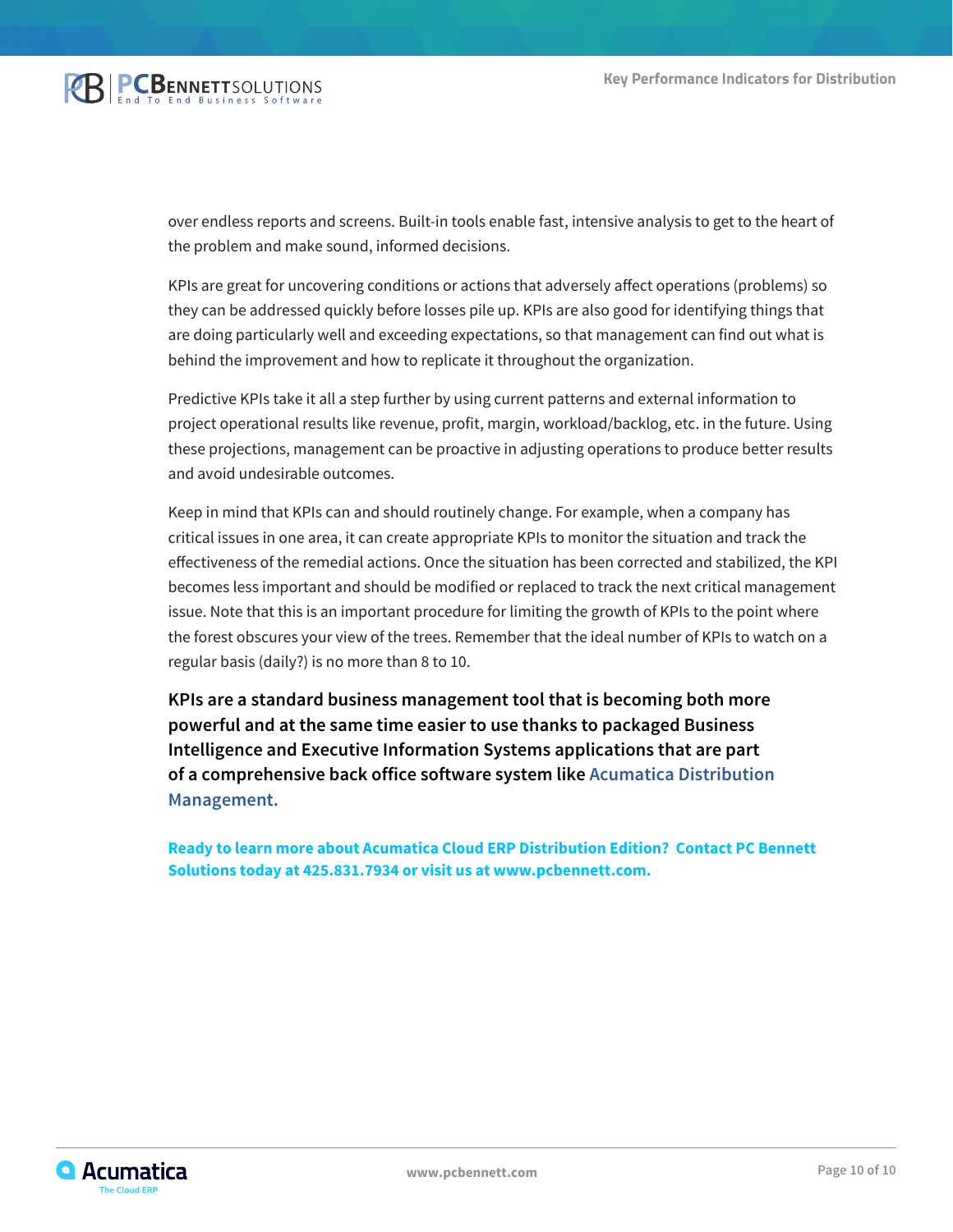over endless reports and screens. Built-in tools enable fast, intensive analysis to get to the heart of the problem and make sound, informed decisions.

KPIs are great for uncovering conditions or actions that adversely affect operations (problems) so they can be addressed quickly before losses pile up. KPIs are also good for identifying things that are doing particularly well and exceeding expectations, so that management can find out what is behind the improvement and how to replicate it throughout the organization.

Predictive KPIs take it all a step further by using current patterns and external information to project operational results like revenue, profit, margin, workload/backlog, etc. in the future. Using these projections, management can be proactive in adjusting operations to produce better results and avoid undesirable outcomes.

Keep in mind that KPIs can and should routinely change. For example, when a company has critical issues in one area, it can create appropriate KPIs to monitor the situation and track the effectiveness of the remedial actions. Once the situation has been corrected and stabilized, the KPI becomes less important and should be modified or replaced to track the next critical management issue. Note that this is an important procedure for limiting the growth of KPIs to the point where the forest obscures your view of the trees. Remember that the ideal number of KPIs to watch on a regular basis (daily?) is no more than 8 to 10.

**KPIs are a standard business management tool that is becoming both more powerful and at the same time easier to use thanks to packaged Business Intelligence and Executive Information Systems applications that are part of a comprehensive back office software system like Acumatica Distribution Management.**

**Ready to learn more about Acumatica Cloud ERP Distribution Edition? Contact PC Bennett Solutions today at 425.831.7934 or visit us at www.pcbennett.com.**